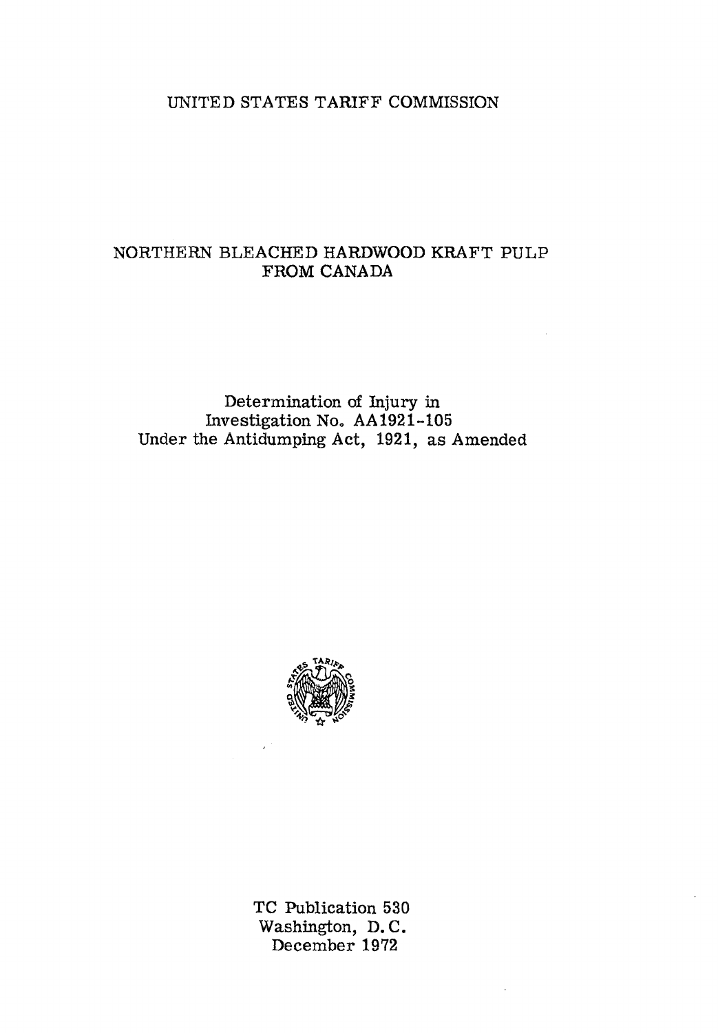UNITED STATES TARIFF COMMISSION

# NORTHERN BLEACHED HARDWOOD KRAFT PULP FROM CANADA

Determination of Injury in
Investigation No. AA1921-105
Under the Antidumping Act, 1921, as Amended

TC Publication 530
Washington, D. C.
December 1972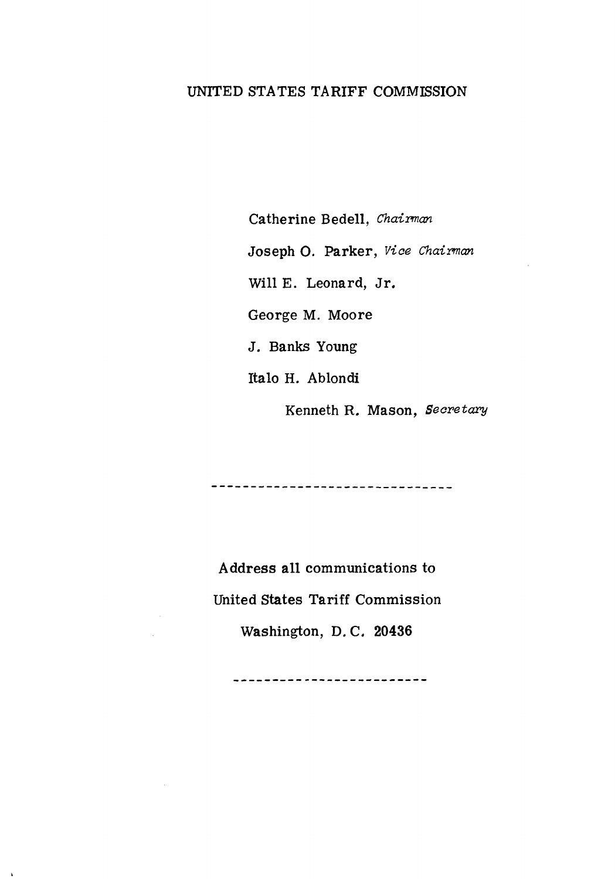UNITED STATES TARIFF COMMISSION

Catherine Bedell, *Chairman*

Joseph O. Parker, *Vice Chairman*

Will E. Leonard, Jr.

George M. Moore

J. Banks Young

Italo H. Ablondi

Kenneth R. Mason, *Secretary*

---

Address all communications to

United States Tariff Commission

Washington, D. C. 20436

---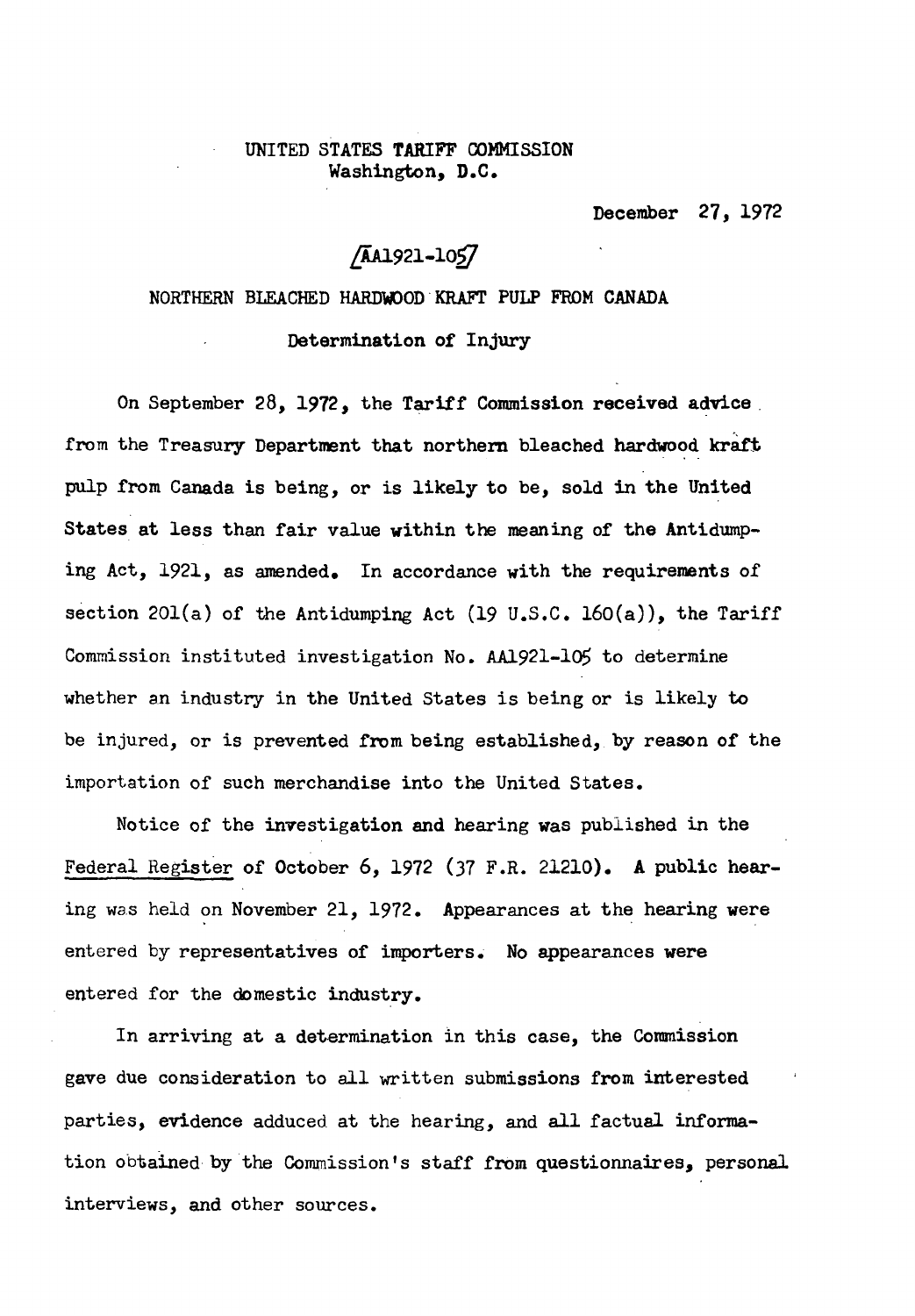UNITED STATES TARIFF COMMISSION
Washington, D.C.

December 27, 1972

[AA1921-105]

# NORTHERN BLEACHED HARDWOOD KRAFT PULP FROM CANADA

## Determination of Injury

On September 28, 1972, the Tariff Commission received advice from the Treasury Department that northern bleached hardwood kraft pulp from Canada is being, or is likely to be, sold in the United States at less than fair value within the meaning of the Antidumping Act, 1921, as amended. In accordance with the requirements of section 201(a) of the Antidumping Act (19 U.S.C. 160(a)), the Tariff Commission instituted investigation No. AA1921-105 to determine whether an industry in the United States is being or is likely to be injured, or is prevented from being established, by reason of the importation of such merchandise into the United States.

Notice of the investigation and hearing was published in the Federal Register of October 6, 1972 (37 F.R. 21210). A public hearing was held on November 21, 1972. Appearances at the hearing were entered by representatives of importers. No appearances were entered for the domestic industry.

In arriving at a determination in this case, the Commission gave due consideration to all written submissions from interested parties, evidence adduced at the hearing, and all factual information obtained by the Commission's staff from questionnaires, personal interviews, and other sources.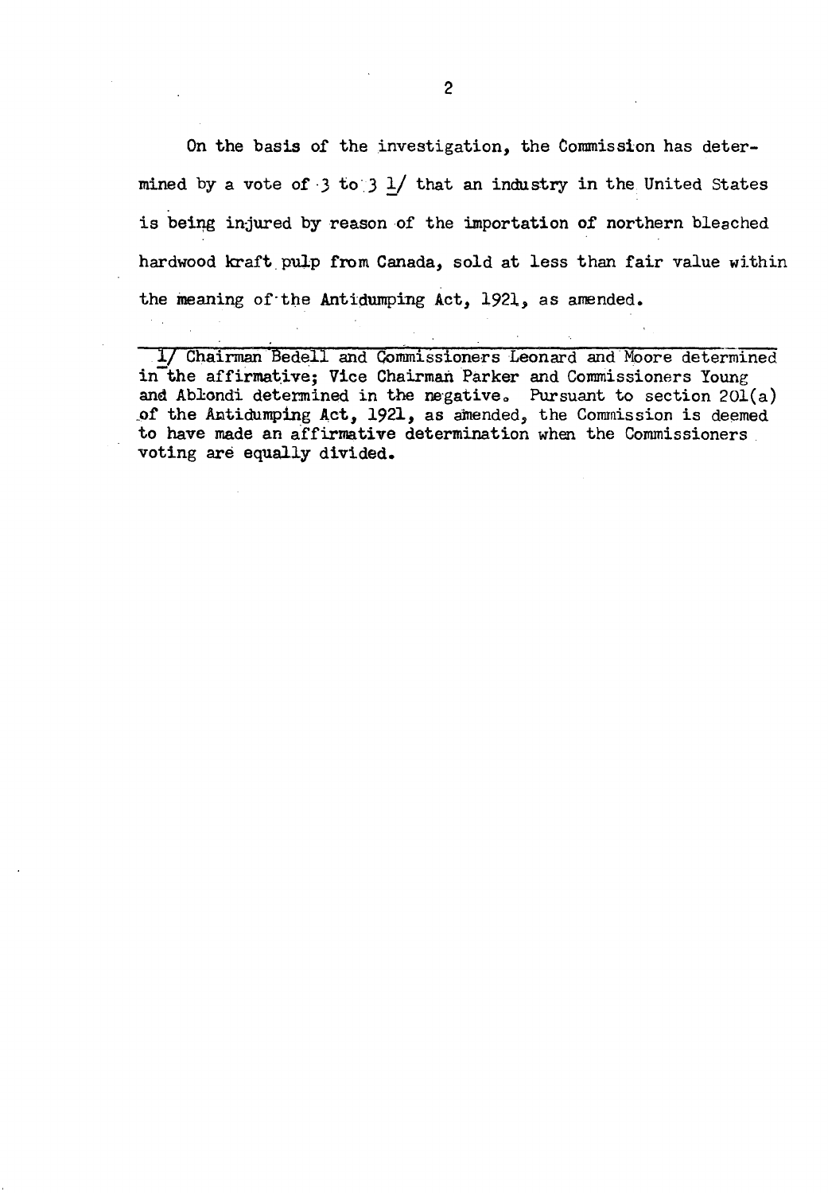On the basis of the investigation, the Commission has determined by a vote of 3 to 3 [1] that an industry in the United States is being injured by reason of the importation of northern bleached hardwood kraft pulp from Canada, sold at less than fair value within the meaning of the Antidumping Act, 1921, as amended.

---

[1] Chairman Bedell and Commissioners Leonard and Moore determined in the affirmative; Vice Chairman Parker and Commissioners Young and Ablondi determined in the negative. Pursuant to section 201(a) of the Antidumping Act, 1921, as amended, the Commission is deemed to have made an affirmative determination when the Commissioners voting are equally divided.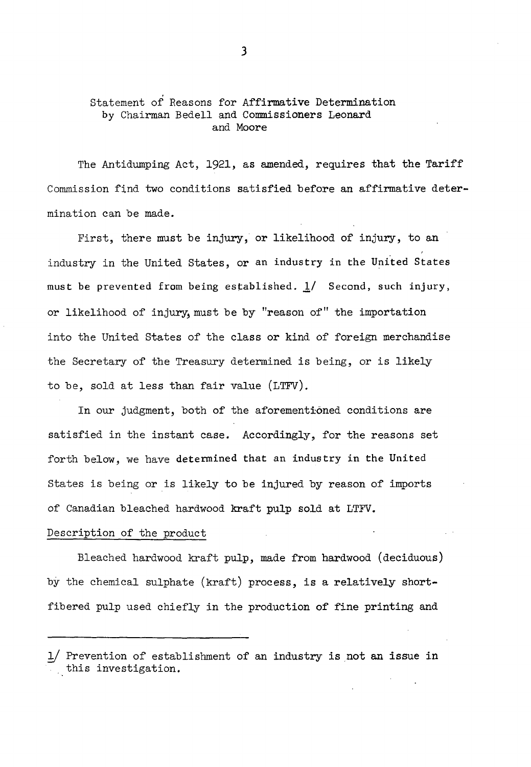## Statement of Reasons for Affirmative Determination by Chairman Bedell and Commissioners Leonard and Moore

The Antidumping Act, 1921, as amended, requires that the Tariff Commission find two conditions satisfied before an affirmative determination can be made.

First, there must be injury, or likelihood of injury, to an industry in the United States, or an industry in the United States must be prevented from being established. 1/ Second, such injury, or likelihood of injury, must be by "reason of" the importation into the United States of the class or kind of foreign merchandise the Secretary of the Treasury determined is being, or is likely to be, sold at less than fair value (LTFV).

In our judgment, both of the aforementioned conditions are satisfied in the instant case. Accordingly, for the reasons set forth below, we have determined that an industry in the United States is being or is likely to be injured by reason of imports of Canadian bleached hardwood kraft pulp sold at LTFV.

### Description of the product

Bleached hardwood kraft pulp, made from hardwood (deciduous) by the chemical sulphate (kraft) process, is a relatively short-fibered pulp used chiefly in the production of fine printing and

---

1/ Prevention of establishment of an industry is not an issue in this investigation.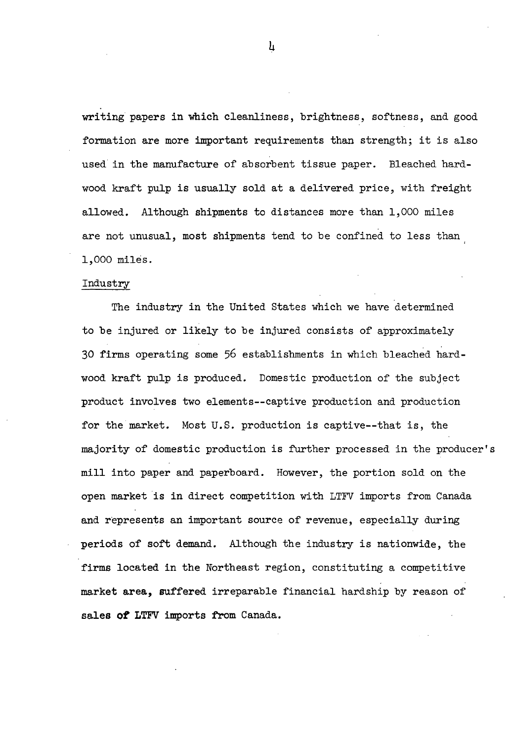writing papers in which cleanliness, brightness, softness, and good formation are more important requirements than strength; it is also used in the manufacture of absorbent tissue paper. Bleached hardwood kraft pulp is usually sold at a delivered price, with freight allowed. Although shipments to distances more than 1,000 miles are not unusual, most shipments tend to be confined to less than 1,000 miles.

Industry

The industry in the United States which we have determined to be injured or likely to be injured consists of approximately 30 firms operating some 56 establishments in which bleached hardwood kraft pulp is produced. Domestic production of the subject product involves two elements--captive production and production for the market. Most U.S. production is captive--that is, the majority of domestic production is further processed in the producer's mill into paper and paperboard. However, the portion sold on the open market is in direct competition with LTFV imports from Canada and represents an important source of revenue, especially during periods of soft demand. Although the industry is nationwide, the firms located in the Northeast region, constituting a competitive market area, suffered irreparable financial hardship by reason of sales of LTFV imports from Canada.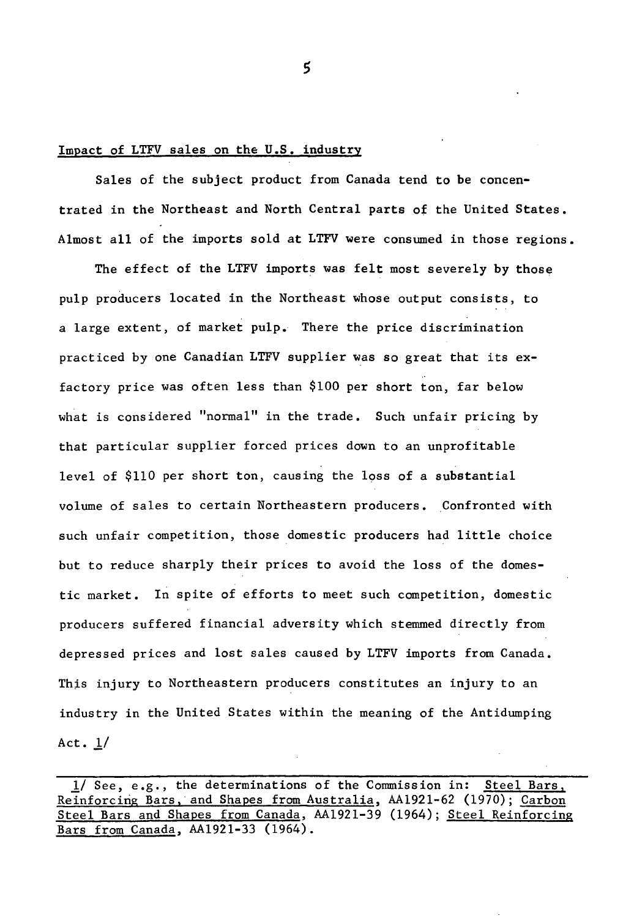Impact of LTFV sales on the U.S. industry

Sales of the subject product from Canada tend to be concentrated in the Northeast and North Central parts of the United States. Almost all of the imports sold at LTFV were consumed in those regions.

The effect of the LTFV imports was felt most severely by those pulp producers located in the Northeast whose output consists, to a large extent, of market pulp. There the price discrimination practiced by one Canadian LTFV supplier was so great that its ex-factory price was often less than $100 per short ton, far below what is considered "normal" in the trade. Such unfair pricing by that particular supplier forced prices down to an unprofitable level of $110 per short ton, causing the loss of a substantial volume of sales to certain Northeastern producers. Confronted with such unfair competition, those domestic producers had little choice but to reduce sharply their prices to avoid the loss of the domestic market. In spite of efforts to meet such competition, domestic producers suffered financial adversity which stemmed directly from depressed prices and lost sales caused by LTFV imports from Canada. This injury to Northeastern producers constitutes an injury to an industry in the United States within the meaning of the Antidumping Act. 1/

---

1/ See, e.g., the determinations of the Commission in: Steel Bars, Reinforcing Bars, and Shapes from Australia, AA1921-62 (1970); Carbon Steel Bars and Shapes from Canada, AA1921-39 (1964); Steel Reinforcing Bars from Canada, AA1921-33 (1964).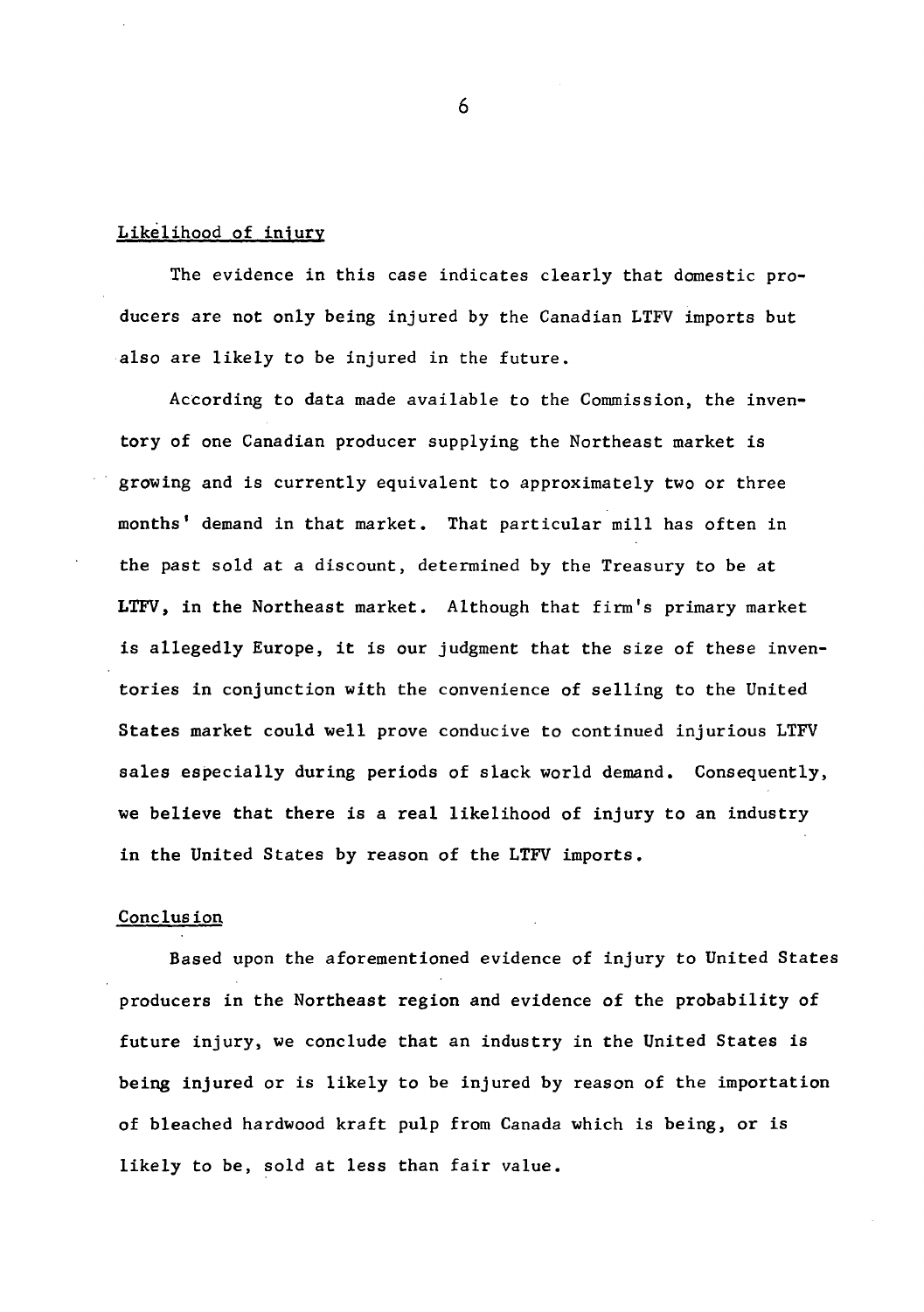Likelihood of injury

The evidence in this case indicates clearly that domestic producers are not only being injured by the Canadian LTFV imports but also are likely to be injured in the future.

According to data made available to the Commission, the inventory of one Canadian producer supplying the Northeast market is growing and is currently equivalent to approximately two or three months' demand in that market. That particular mill has often in the past sold at a discount, determined by the Treasury to be at LTFV, in the Northeast market. Although that firm's primary market is allegedly Europe, it is our judgment that the size of these inventories in conjunction with the convenience of selling to the United States market could well prove conducive to continued injurious LTFV sales especially during periods of slack world demand. Consequently, we believe that there is a real likelihood of injury to an industry in the United States by reason of the LTFV imports.

Conclusion

Based upon the aforementioned evidence of injury to United States producers in the Northeast region and evidence of the probability of future injury, we conclude that an industry in the United States is being injured or is likely to be injured by reason of the importation of bleached hardwood kraft pulp from Canada which is being, or is likely to be, sold at less than fair value.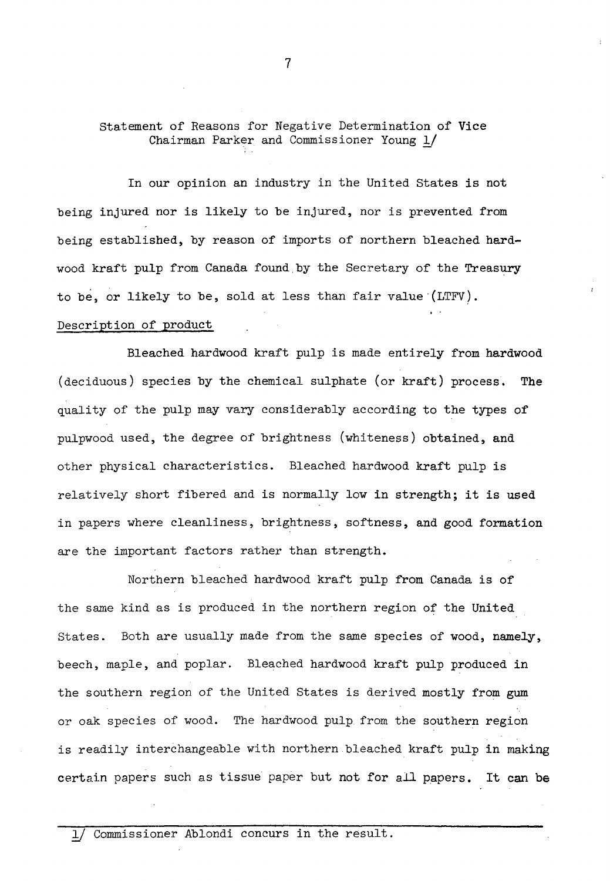Statement of Reasons for Negative Determination of Vice Chairman Parker and Commissioner Young [1]

In our opinion an industry in the United States is not being injured nor is likely to be injured, nor is prevented from being established, by reason of imports of northern bleached hardwood kraft pulp from Canada found by the Secretary of the Treasury to be, or likely to be, sold at less than fair value (LTFV).

Description of product

Bleached hardwood kraft pulp is made entirely from hardwood (deciduous) species by the chemical sulphate (or kraft) process. The quality of the pulp may vary considerably according to the types of pulpwood used, the degree of brightness (whiteness) obtained, and other physical characteristics. Bleached hardwood kraft pulp is relatively short fibered and is normally low in strength; it is used in papers where cleanliness, brightness, softness, and good formation are the important factors rather than strength.

Northern bleached hardwood kraft pulp from Canada is of the same kind as is produced in the northern region of the United States. Both are usually made from the same species of wood, namely, beech, maple, and poplar. Bleached hardwood kraft pulp produced in the southern region of the United States is derived mostly from gum or oak species of wood. The hardwood pulp from the southern region is readily interchangeable with northern bleached kraft pulp in making certain papers such as tissue paper but not for all papers. It can be

[1] Commissioner Ablondi concurs in the result.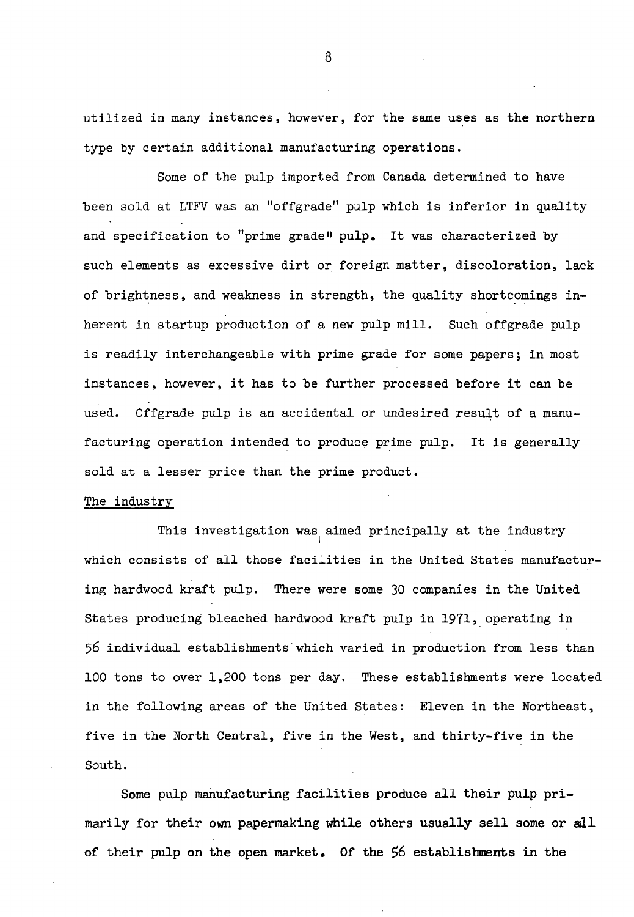utilized in many instances, however, for the same uses as the northern type by certain additional manufacturing operations.

Some of the pulp imported from Canada determined to have been sold at LTFV was an "offgrade" pulp which is inferior in quality and specification to "prime grade" pulp. It was characterized by such elements as excessive dirt or foreign matter, discoloration, lack of brightness, and weakness in strength, the quality shortcomings inherent in startup production of a new pulp mill. Such offgrade pulp is readily interchangeable with prime grade for some papers; in most instances, however, it has to be further processed before it can be used. Offgrade pulp is an accidental or undesired result of a manufacturing operation intended to produce prime pulp. It is generally sold at a lesser price than the prime product.

The industry

This investigation was aimed principally at the industry which consists of all those facilities in the United States manufacturing hardwood kraft pulp. There were some 30 companies in the United States producing bleached hardwood kraft pulp in 1971, operating in 56 individual establishments which varied in production from less than 100 tons to over 1,200 tons per day. These establishments were located in the following areas of the United States: Eleven in the Northeast, five in the North Central, five in the West, and thirty-five in the South.

Some pulp manufacturing facilities produce all their pulp primarily for their own papermaking while others usually sell some or all of their pulp on the open market. Of the 56 establishments in the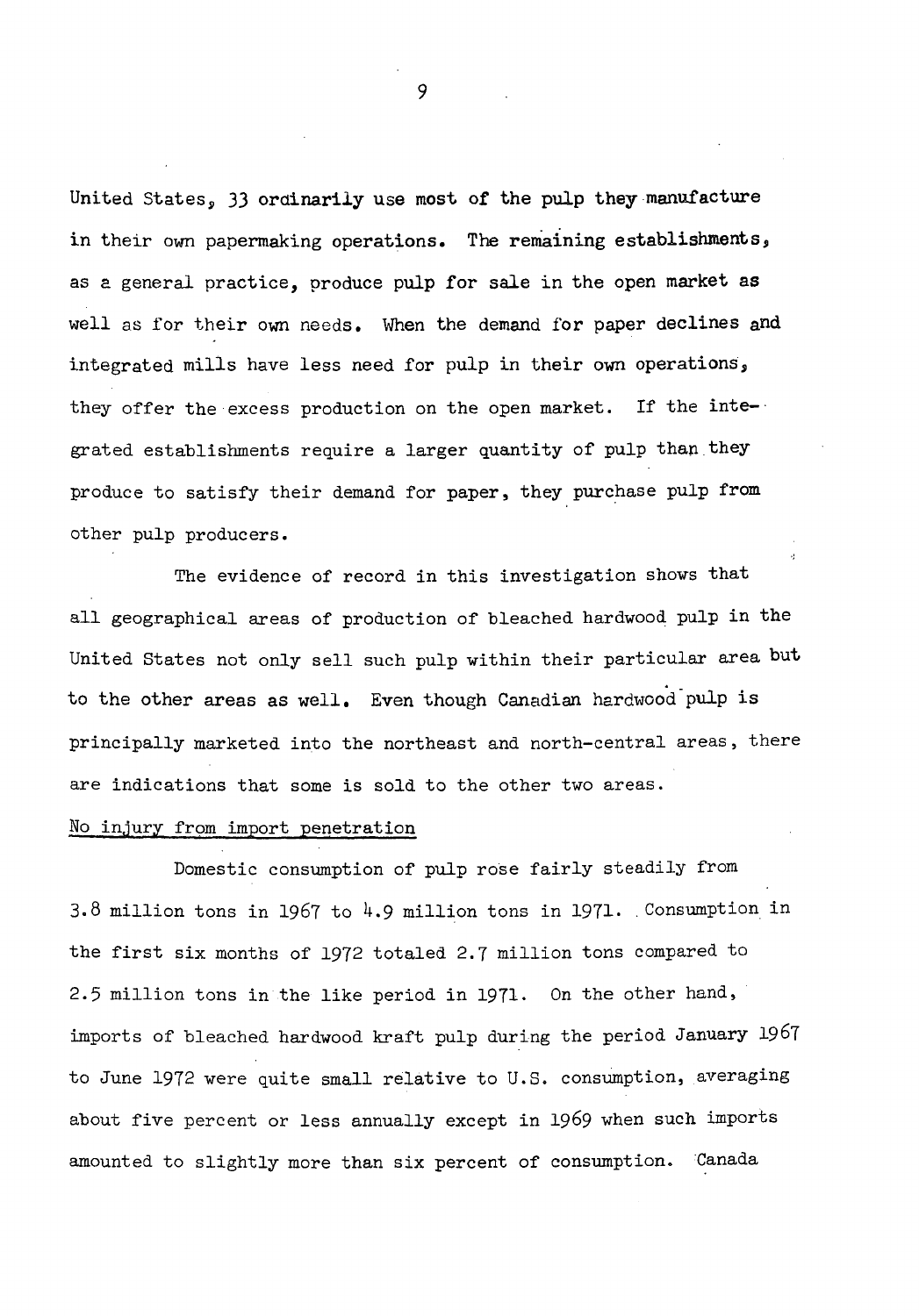United States, 33 ordinarily use most of the pulp they manufacture in their own papermaking operations. The remaining establishments, as a general practice, produce pulp for sale in the open market as well as for their own needs. When the demand for paper declines and integrated mills have less need for pulp in their own operations, they offer the excess production on the open market. If the integrated establishments require a larger quantity of pulp than they produce to satisfy their demand for paper, they purchase pulp from other pulp producers.

The evidence of record in this investigation shows that all geographical areas of production of bleached hardwood pulp in the United States not only sell such pulp within their particular area but to the other areas as well. Even though Canadian hardwood pulp is principally marketed into the northeast and north-central areas, there are indications that some is sold to the other two areas.

No injury from import penetration

Domestic consumption of pulp rose fairly steadily from 3.8 million tons in 1967 to 4.9 million tons in 1971. Consumption in the first six months of 1972 totaled 2.7 million tons compared to 2.5 million tons in the like period in 1971. On the other hand, imports of bleached hardwood kraft pulp during the period January 1967 to June 1972 were quite small relative to U.S. consumption, averaging about five percent or less annually except in 1969 when such imports amounted to slightly more than six percent of consumption. Canada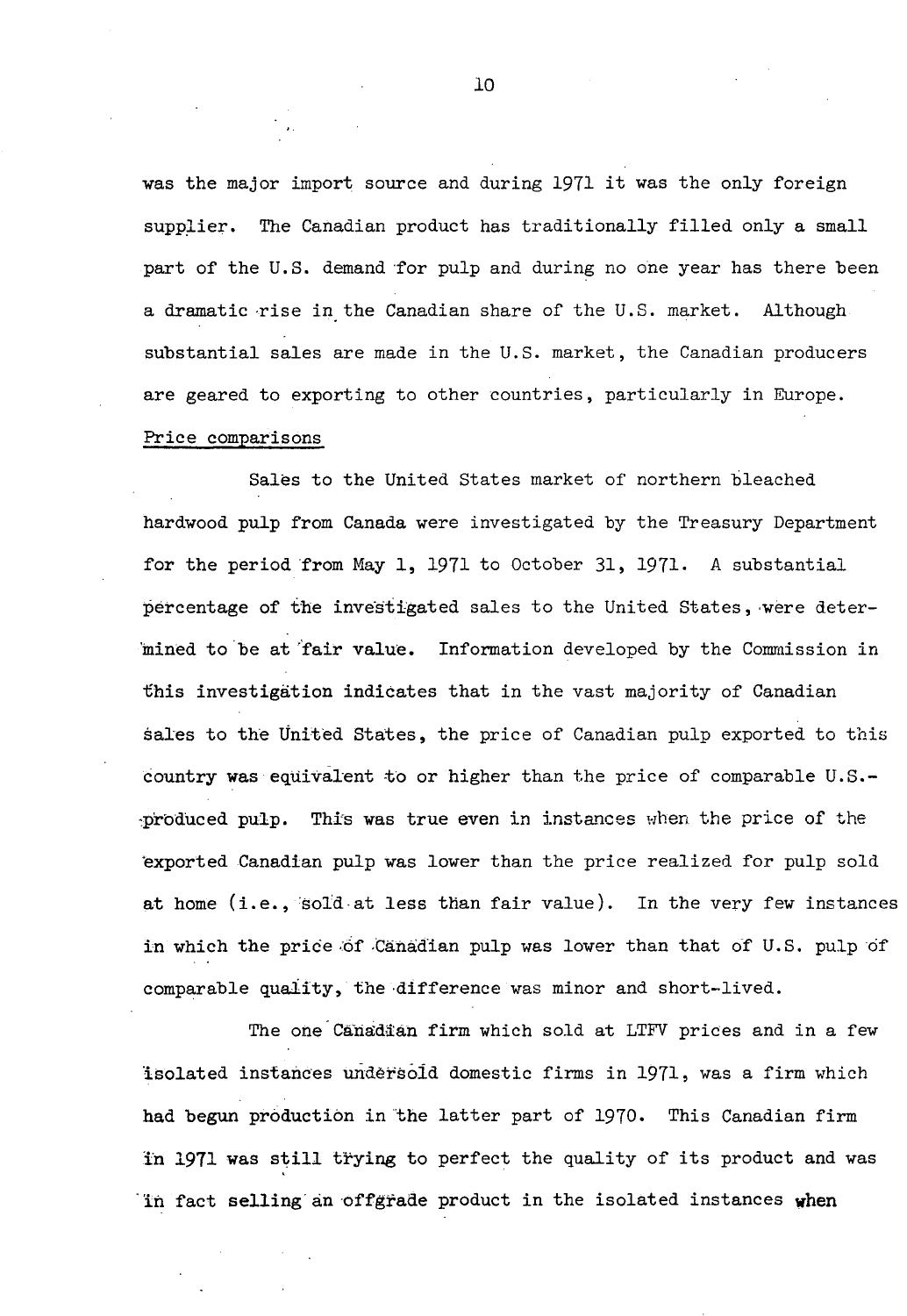was the major import source and during 1971 it was the only foreign supplier. The Canadian product has traditionally filled only a small part of the U.S. demand for pulp and during no one year has there been a dramatic rise in the Canadian share of the U.S. market. Although substantial sales are made in the U.S. market, the Canadian producers are geared to exporting to other countries, particularly in Europe.

Price comparisons

Sales to the United States market of northern bleached hardwood pulp from Canada were investigated by the Treasury Department for the period from May 1, 1971 to October 31, 1971. A substantial percentage of the investigated sales to the United States, were determined to be at fair value. Information developed by the Commission in this investigation indicates that in the vast majority of Canadian sales to the United States, the price of Canadian pulp exported to this country was equivalent to or higher than the price of comparable U.S.-produced pulp. This was true even in instances when the price of the exported Canadian pulp was lower than the price realized for pulp sold at home (i.e., sold at less than fair value). In the very few instances in which the price of Canadian pulp was lower than that of U.S. pulp of comparable quality, the difference was minor and short-lived.

The one Canadian firm which sold at LTFV prices and in a few isolated instances undersold domestic firms in 1971, was a firm which had begun production in the latter part of 1970. This Canadian firm in 1971 was still trying to perfect the quality of its product and was in fact selling an offgrade product in the isolated instances when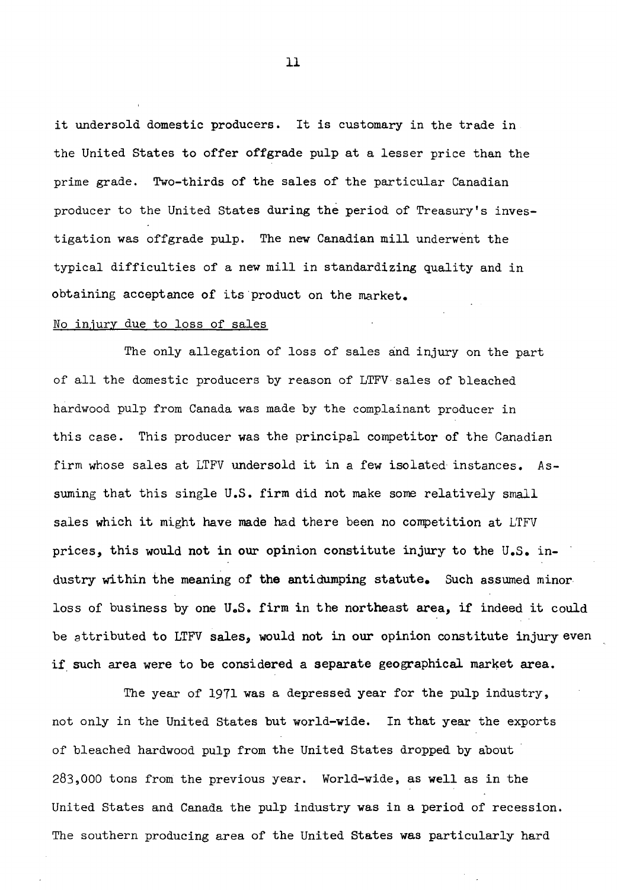it undersold domestic producers. It is customary in the trade in the United States to offer offgrade pulp at a lesser price than the prime grade. Two-thirds of the sales of the particular Canadian producer to the United States during the period of Treasury's investigation was offgrade pulp. The new Canadian mill underwent the typical difficulties of a new mill in standardizing quality and in obtaining acceptance of its product on the market.

No injury due to loss of sales

The only allegation of loss of sales and injury on the part of all the domestic producers by reason of LTFV sales of bleached hardwood pulp from Canada was made by the complainant producer in this case. This producer was the principal competitor of the Canadian firm whose sales at LTFV undersold it in a few isolated instances. Assuming that this single U.S. firm did not make some relatively small sales which it might have made had there been no competition at LTFV prices, this would not in our opinion constitute injury to the U.S. industry within the meaning of the antidumping statute. Such assumed minor loss of business by one U.S. firm in the northeast area, if indeed it could be attributed to LTFV sales, would not in our opinion constitute injury even if such area were to be considered a separate geographical market area.

The year of 1971 was a depressed year for the pulp industry, not only in the United States but world-wide. In that year the exports of bleached hardwood pulp from the United States dropped by about 283,000 tons from the previous year. World-wide, as well as in the United States and Canada the pulp industry was in a period of recession. The southern producing area of the United States was particularly hard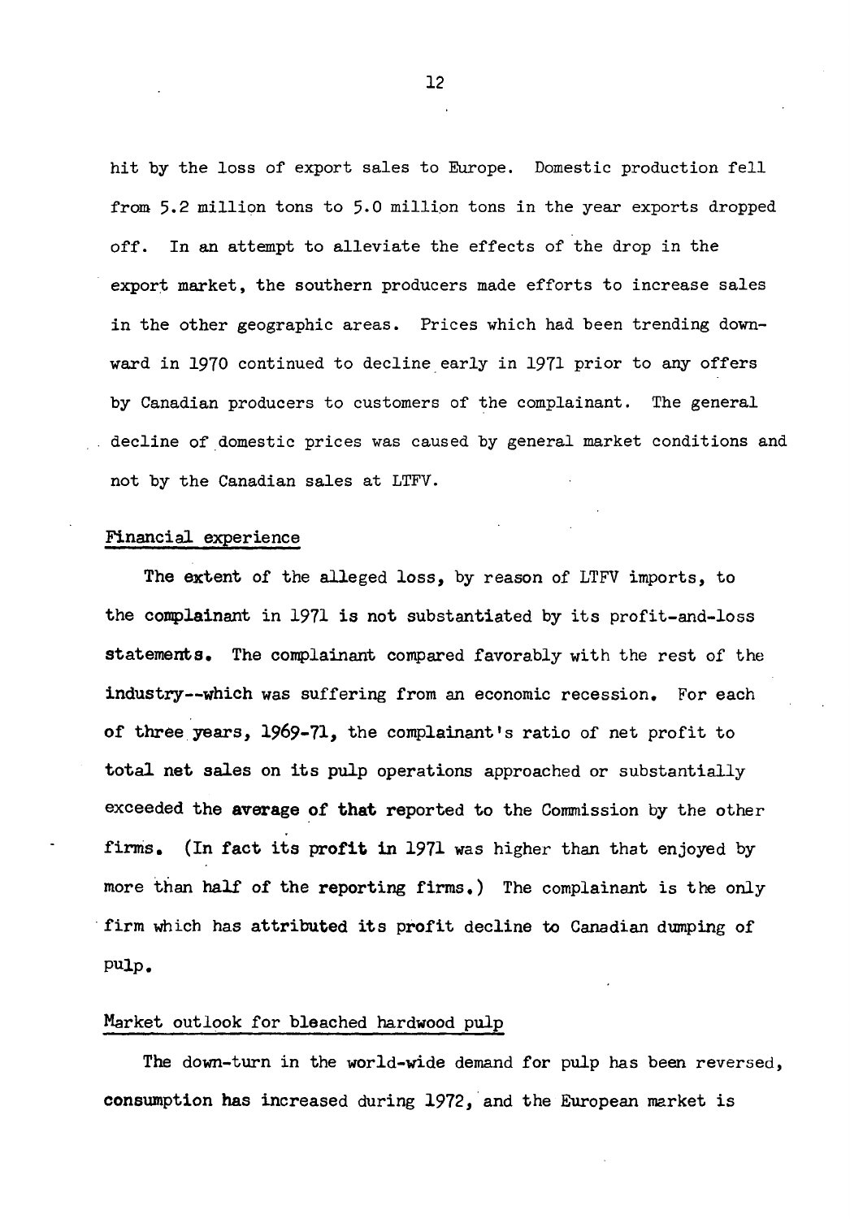hit by the loss of export sales to Europe. Domestic production fell from 5.2 million tons to 5.0 million tons in the year exports dropped off. In an attempt to alleviate the effects of the drop in the export market, the southern producers made efforts to increase sales in the other geographic areas. Prices which had been trending downward in 1970 continued to decline early in 1971 prior to any offers by Canadian producers to customers of the complainant. The general decline of domestic prices was caused by general market conditions and not by the Canadian sales at LTFV.

## Financial experience

The extent of the alleged loss, by reason of LTFV imports, to the complainant in 1971 is not substantiated by its profit-and-loss statements. The complainant compared favorably with the rest of the industry--which was suffering from an economic recession. For each of three years, 1969-71, the complainant's ratio of net profit to total net sales on its pulp operations approached or substantially exceeded the average of that reported to the Commission by the other firms. (In fact its profit in 1971 was higher than that enjoyed by more than half of the reporting firms.) The complainant is the only firm which has attributed its profit decline to Canadian dumping of pulp.

## Market outlook for bleached hardwood pulp

The down-turn in the world-wide demand for pulp has been reversed, consumption has increased during 1972, and the European market is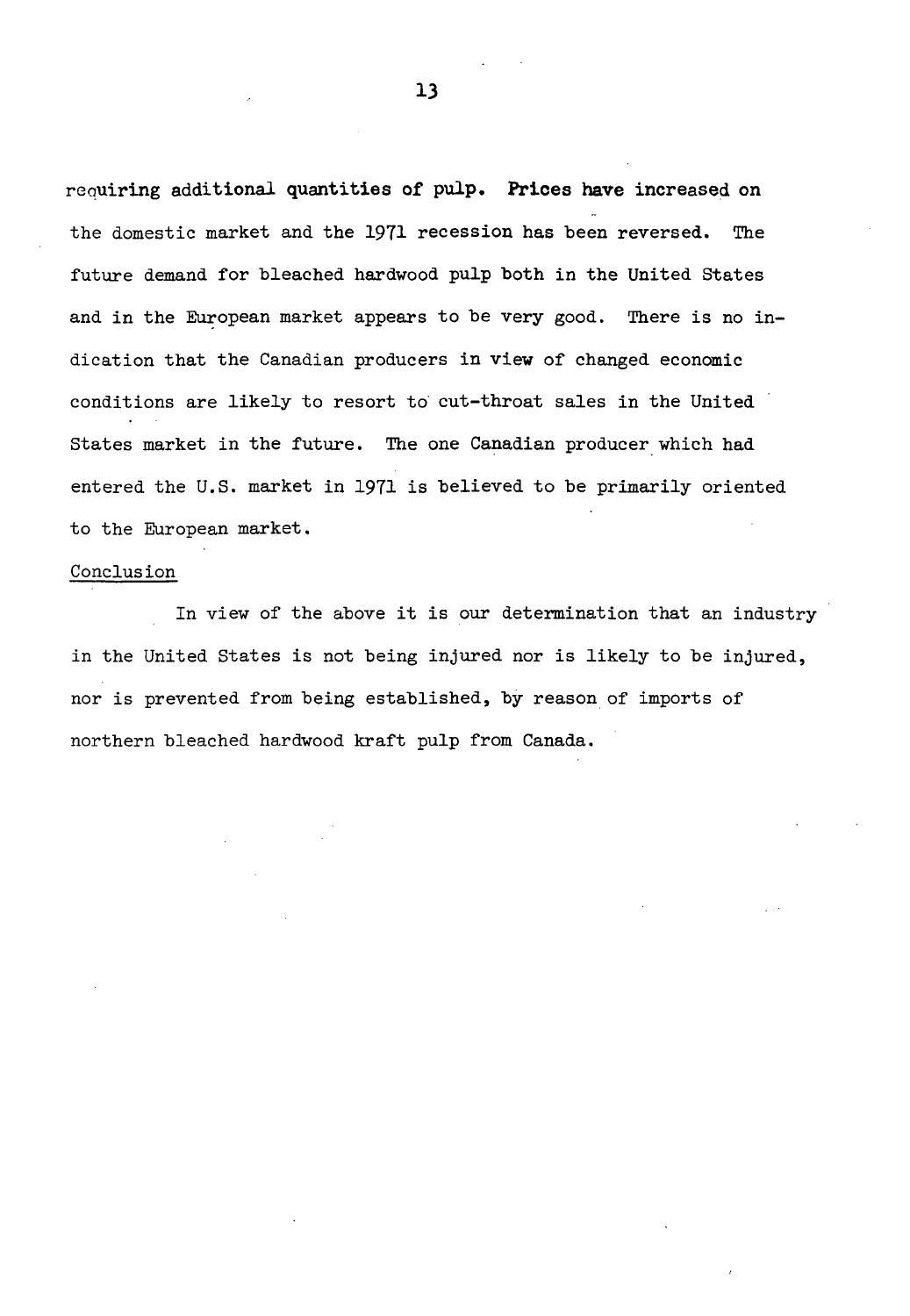requiring additional quantities of pulp. Prices have increased on the domestic market and the 1971 recession has been reversed. The future demand for bleached hardwood pulp both in the United States and in the European market appears to be very good. There is no indication that the Canadian producers in view of changed economic conditions are likely to resort to cut-throat sales in the United States market in the future. The one Canadian producer which had entered the U.S. market in 1971 is believed to be primarily oriented to the European market.

## Conclusion

In view of the above it is our determination that an industry in the United States is not being injured nor is likely to be injured, nor is prevented from being established, by reason of imports of northern bleached hardwood kraft pulp from Canada.